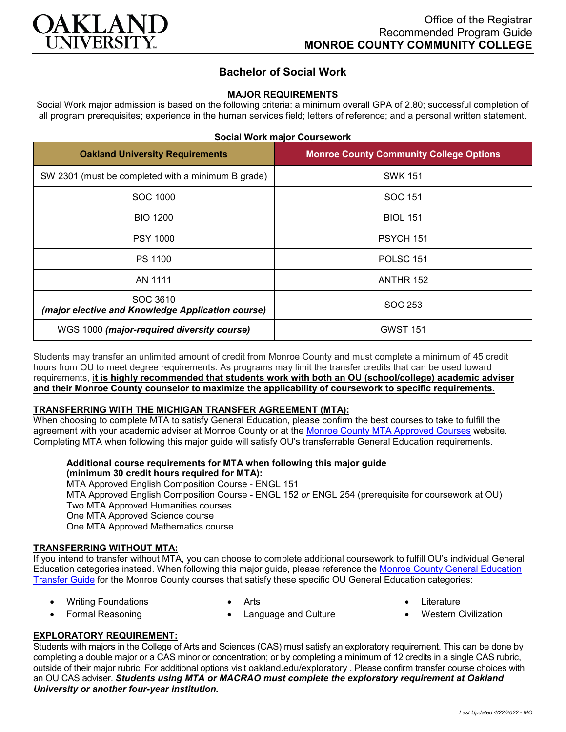# OAKLAND UNIVERSITY

Office of the Registrar
Recommended Program Guide
**MONROE COUNTY COMMUNITY COLLEGE**

## Bachelor of Social Work

### MAJOR REQUIREMENTS

Social Work major admission is based on the following criteria: a minimum overall GPA of 2.80; successful completion of all program prerequisites; experience in the human services field; letters of reference; and a personal written statement.

**Social Work major Coursework**

| Oakland University Requirements | Monroe County Community College Options |
|---|---|
| SW 2301 (must be completed with a minimum B grade) | SWK 151 |
| SOC 1000 | SOC 151 |
| BIO 1200 | BIOL 151 |
| PSY 1000 | PSYCH 151 |
| PS 1100 | POLSC 151 |
| AN 1111 | ANTHR 152 |
| SOC 3610 ***(major elective and Knowledge Application course)*** | SOC 253 |
| WGS 1000 ***(major-required diversity course)*** | GWST 151 |

Students may transfer an unlimited amount of credit from Monroe County and must complete a minimum of 45 credit hours from OU to meet degree requirements. As programs may limit the transfer credits that can be used toward requirements, **it is highly recommended that students work with both an OU (school/college) academic adviser and their Monroe County counselor to maximize the applicability of coursework to specific requirements.**

### TRANSFERRING WITH THE MICHIGAN TRANSFER AGREEMENT (MTA):

When choosing to complete MTA to satisfy General Education, please confirm the best courses to take to fulfill the agreement with your academic adviser at Monroe County or at the Monroe County MTA Approved Courses website. Completing MTA when following this major guide will satisfy OU's transferrable General Education requirements.

**Additional course requirements for MTA when following this major guide (minimum 30 credit hours required for MTA):**
MTA Approved English Composition Course - ENGL 151
MTA Approved English Composition Course - ENGL 152 *or* ENGL 254 (prerequisite for coursework at OU)
Two MTA Approved Humanities courses
One MTA Approved Science course
One MTA Approved Mathematics course

### TRANSFERRING WITHOUT MTA:

If you intend to transfer without MTA, you can choose to complete additional coursework to fulfill OU's individual General Education categories instead. When following this major guide, please reference the Monroe County General Education Transfer Guide for the Monroe County courses that satisfy these specific OU General Education categories:

- Writing Foundations
- Formal Reasoning
- Arts
- Language and Culture
- Literature
- Western Civilization

### EXPLORATORY REQUIREMENT:

Students with majors in the College of Arts and Sciences (CAS) must satisfy an exploratory requirement. This can be done by completing a double major or a CAS minor or concentration; or by completing a minimum of 12 credits in a single CAS rubric, outside of their major rubric. For additional options visit oakland.edu/exploratory . Please confirm transfer course choices with an OU CAS adviser. ***Students using MTA or MACRAO must complete the exploratory requirement at Oakland University or another four-year institution.***

*Last Updated 4/22/2022 - MO*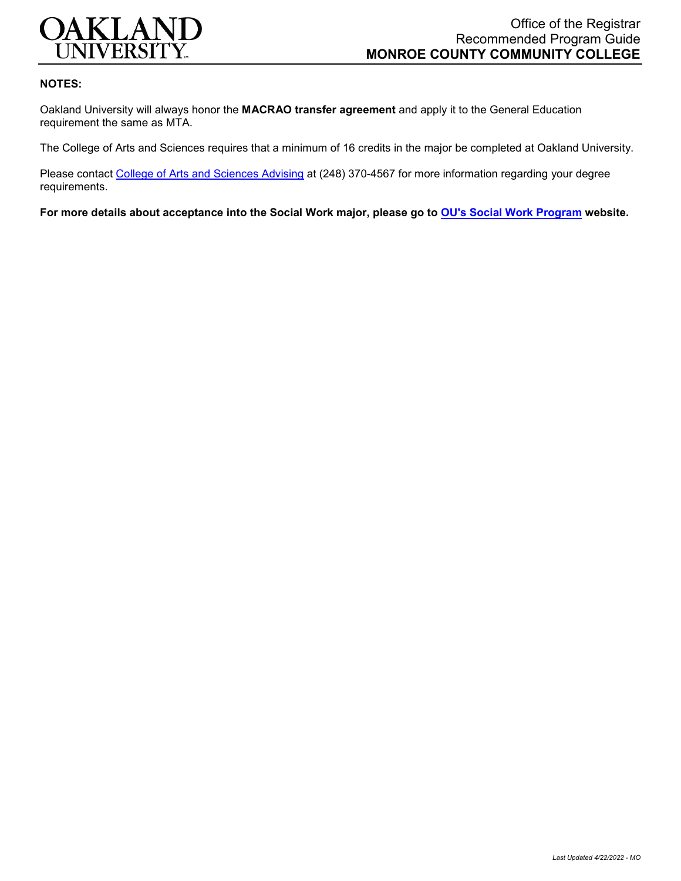**NOTES:**

Oakland University will always honor the **MACRAO transfer agreement** and apply it to the General Education requirement the same as MTA.

The College of Arts and Sciences requires that a minimum of 16 credits in the major be completed at Oakland University.

Please contact College of Arts and Sciences Advising at (248) 370-4567 for more information regarding your degree requirements.

**For more details about acceptance into the Social Work major, please go to OU's Social Work Program website.**

*Last Updated 4/22/2022 - MO*